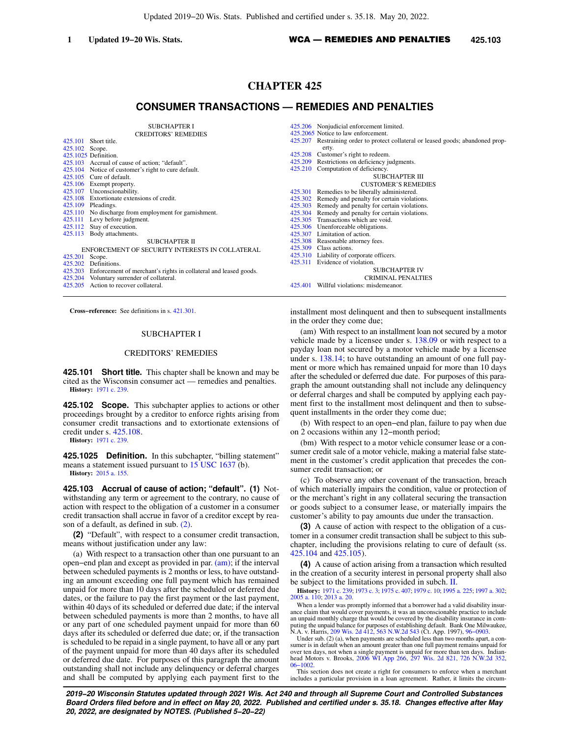# CHAPTER 425

## CONSUMER TRANSACTIONS — REMEDIES AND PENALTIES

SUBCHAPTER I
CREDITORS' REMEDIES

425.101 Short title.
425.102 Scope.
425.1025 Definition.
425.103 Accrual of cause of action; "default".
425.104 Notice of customer's right to cure default.
425.105 Cure of default.
425.106 Exempt property.
425.107 Unconscionability.
425.108 Extortionate extensions of credit.
425.109 Pleadings.
425.110 No discharge from employment for garnishment.
425.111 Levy before judgment.
425.112 Stay of execution.
425.113 Body attachments.

SUBCHAPTER II
ENFORCEMENT OF SECURITY INTERESTS IN COLLATERAL

425.201 Scope.
425.202 Definitions.
425.203 Enforcement of merchant's rights in collateral and leased goods.
425.204 Voluntary surrender of collateral.
425.205 Action to recover collateral.
425.206 Nonjudicial enforcement limited.
425.2065 Notice to law enforcement.
425.207 Restraining order to protect collateral or leased goods; abandoned property.
425.208 Customer's right to redeem.
425.209 Restrictions on deficiency judgments.
425.210 Computation of deficiency.

SUBCHAPTER III
CUSTOMER'S REMEDIES

425.301 Remedies to be liberally administered.
425.302 Remedy and penalty for certain violations.
425.303 Remedy and penalty for certain violations.
425.304 Remedy and penalty for certain violations.
425.305 Transactions which are void.
425.306 Unenforceable obligations.
425.307 Limitation of action.
425.308 Reasonable attorney fees.
425.309 Class actions.
425.310 Liability of corporate officers.
425.311 Evidence of violation.

SUBCHAPTER IV
CRIMINAL PENALTIES

425.401 Willful violations: misdemeanor.

---

**Cross-reference:** See definitions in s. 421.301.

SUBCHAPTER I

CREDITORS' REMEDIES

**425.101 Short title.** This chapter shall be known and may be cited as the Wisconsin consumer act — remedies and penalties.

**History:** 1971 c. 239.

**425.102 Scope.** This subchapter applies to actions or other proceedings brought by a creditor to enforce rights arising from consumer credit transactions and to extortionate extensions of credit under s. 425.108.

**History:** 1971 c. 239.

**425.1025 Definition.** In this subchapter, "billing statement" means a statement issued pursuant to 15 USC 1637 (b).

**History:** 2015 a. 155.

**425.103 Accrual of cause of action; "default". (1)** Notwithstanding any term or agreement to the contrary, no cause of action with respect to the obligation of a customer in a consumer credit transaction shall accrue in favor of a creditor except by reason of a default, as defined in sub. (2).

**(2)** "Default", with respect to a consumer credit transaction, means without justification under any law:

(a) With respect to a transaction other than one pursuant to an open−end plan and except as provided in par. (am); if the interval between scheduled payments is 2 months or less, to have outstanding an amount exceeding one full payment which has remained unpaid for more than 10 days after the scheduled or deferred due dates, or the failure to pay the first payment or the last payment, within 40 days of its scheduled or deferred due date; if the interval between scheduled payments is more than 2 months, to have all or any part of one scheduled payment unpaid for more than 60 days after its scheduled or deferred due date; or, if the transaction is scheduled to be repaid in a single payment, to have all or any part of the payment unpaid for more than 40 days after its scheduled or deferred due date. For purposes of this paragraph the amount outstanding shall not include any delinquency or deferral charges and shall be computed by applying each payment first to the installment most delinquent and then to subsequent installments in the order they come due;

(am) With respect to an installment loan not secured by a motor vehicle made by a licensee under s. 138.09 or with respect to a payday loan not secured by a motor vehicle made by a licensee under s. 138.14; to have outstanding an amount of one full payment or more which has remained unpaid for more than 10 days after the scheduled or deferred due date. For purposes of this paragraph the amount outstanding shall not include any delinquency or deferral charges and shall be computed by applying each payment first to the installment most delinquent and then to subsequent installments in the order they come due;

(b) With respect to an open−end plan, failure to pay when due on 2 occasions within any 12−month period;

(bm) With respect to a motor vehicle consumer lease or a consumer credit sale of a motor vehicle, making a material false statement in the customer's credit application that precedes the consumer credit transaction; or

(c) To observe any other covenant of the transaction, breach of which materially impairs the condition, value or protection of or the merchant's right in any collateral securing the transaction or goods subject to a consumer lease, or materially impairs the customer's ability to pay amounts due under the transaction.

**(3)** A cause of action with respect to the obligation of a customer in a consumer credit transaction shall be subject to this subchapter, including the provisions relating to cure of default (ss. 425.104 and 425.105).

**(4)** A cause of action arising from a transaction which resulted in the creation of a security interest in personal property shall also be subject to the limitations provided in subch. II.

**History:** 1971 c. 239; 1973 c. 3; 1975 c. 407; 1979 c. 10; 1995 a. 225; 1997 a. 302; 2005 a. 110; 2013 a. 20.

When a lender was promptly informed that a borrower had a valid disability insurance claim that would cover payments, it was an unconscionable practice to include an unpaid monthly charge that would be covered by the disability insurance in computing the unpaid balance for purposes of establishing default. Bank One Milwaukee, N.A. v. Harris, 209 Wis. 2d 412, 563 N.W.2d 543 (Ct. App. 1997), 96−0903.

Under sub. (2) (a), when payments are scheduled less than two months apart, a consumer is in default when an amount greater than one full payment remains unpaid for over ten days, not when a single payment is unpaid for more than ten days. Indianhead Motors v. Brooks, 2006 WI App 266, 297 Wis. 2d 821, 726 N.W.2d 352, 06−1002.

This section does not create a right for consumers to enforce when a merchant includes a particular provision in a loan agreement. Rather, it limits the circum-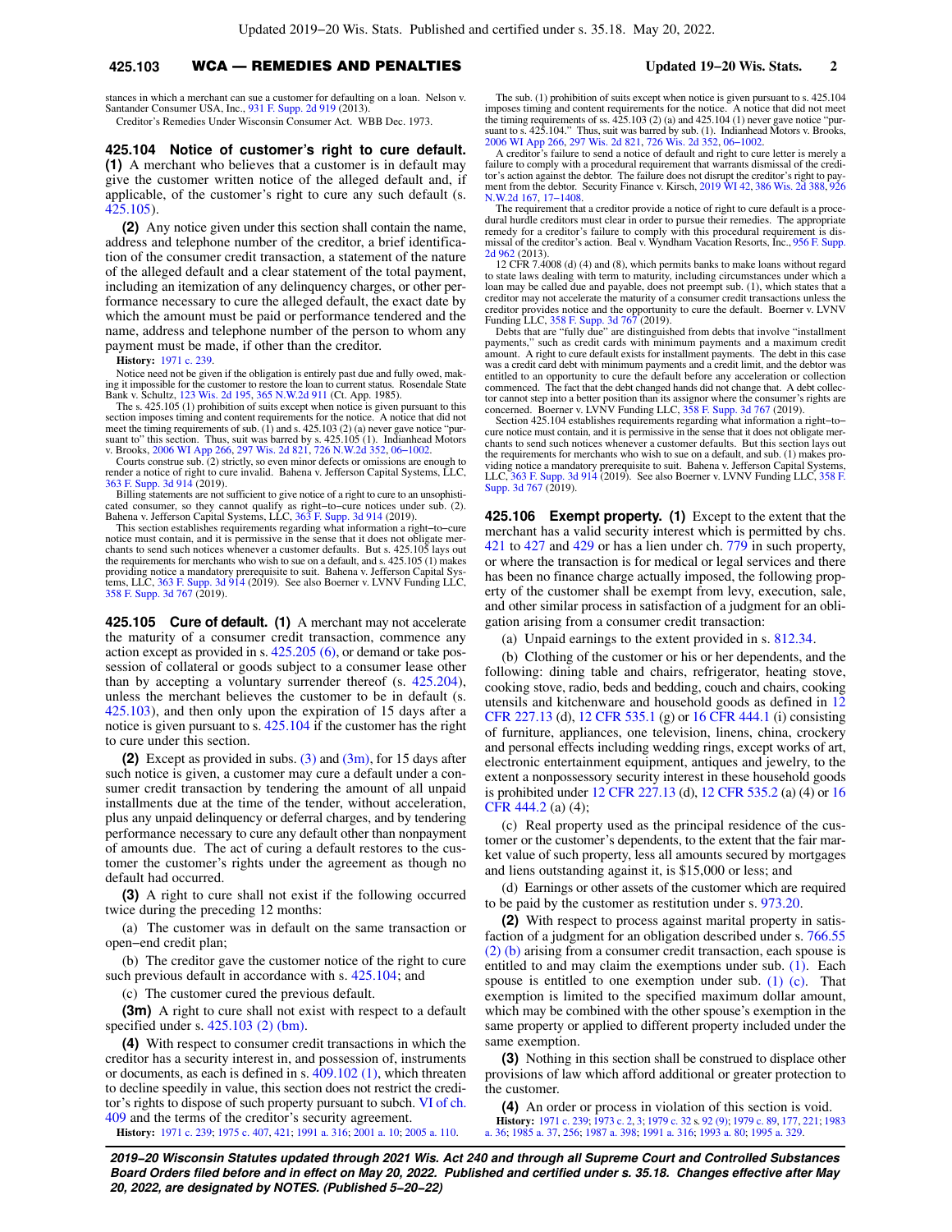stances in which a merchant can sue a customer for defaulting on a loan. Nelson v. Santander Consumer USA, Inc., 931 F. Supp. 2d 919 (2013).

Creditor's Remedies Under Wisconsin Consumer Act. WBB Dec. 1973.

**425.104 Notice of customer's right to cure default.** **(1)** A merchant who believes that a customer is in default may give the customer written notice of the alleged default and, if applicable, of the customer's right to cure any such default (s. 425.105).

**(2)** Any notice given under this section shall contain the name, address and telephone number of the creditor, a brief identification of the consumer credit transaction, a statement of the nature of the alleged default and a clear statement of the total payment, including an itemization of any delinquency charges, or other performance necessary to cure the alleged default, the exact date by which the amount must be paid or performance tendered and the name, address and telephone number of the person to whom any payment must be made, if other than the creditor.

**History:** 1971 c. 239.

Notice need not be given if the obligation is entirely past due and fully owed, making it impossible for the customer to restore the loan to current status. Rosendale State Bank v. Schultz, 123 Wis. 2d 195, 365 N.W.2d 911 (Ct. App. 1985).

The s. 425.105 (1) prohibition of suits except when notice is given pursuant to this section imposes timing and content requirements for the notice. A notice that did not meet the timing requirements of sub. (1) and s. 425.103 (2) (a) never gave notice "pursuant to" this section. Thus, suit was barred by s. 425.105 (1). Indianhead Motors v. Brooks, 2006 WI App 266, 297 Wis. 2d 821, 726 N.W.2d 352, 06–1002.

Courts construe sub. (2) strictly, so even minor defects or omissions are enough to render a notice of right to cure invalid. Bahena v. Jefferson Capital Systems, LLC, 363 F. Supp. 3d 914 (2019).

Billing statements are not sufficient to give notice of a right to cure to an unsophisticated consumer, so they cannot qualify as right–to–cure notices under sub. (2). Bahena v. Jefferson Capital Systems, LLC, 363 F. Supp. 3d 914 (2019).

This section establishes requirements regarding what information a right–to–cure notice must contain, and it is permissive in the sense that it does not obligate merchants to send such notices whenever a customer defaults. But s. 425.105 lays out the requirements for merchants who wish to sue on a default, and s. 425.105 (1) makes providing notice a mandatory prerequisite to suit. Bahena v. Jefferson Capital Systems, LLC, 363 F. Supp. 3d 914 (2019). See also Boerner v. LVNV Funding LLC, 358 F. Supp. 3d 767 (2019).

**425.105 Cure of default.** **(1)** A merchant may not accelerate the maturity of a consumer credit transaction, commence any action except as provided in s. 425.205 (6), or demand or take possession of collateral or goods subject to a consumer lease other than by accepting a voluntary surrender thereof (s. 425.204), unless the merchant believes the customer to be in default (s. 425.103), and then only upon the expiration of 15 days after a notice is given pursuant to s. 425.104 if the customer has the right to cure under this section.

**(2)** Except as provided in subs. (3) and (3m), for 15 days after such notice is given, a customer may cure a default under a consumer credit transaction by tendering the amount of all unpaid installments due at the time of the tender, without acceleration, plus any unpaid delinquency or deferral charges, and by tendering performance necessary to cure any default other than nonpayment of amounts due. The act of curing a default restores to the customer the customer's rights under the agreement as though no default had occurred.

**(3)** A right to cure shall not exist if the following occurred twice during the preceding 12 months:

(a) The customer was in default on the same transaction or open–end credit plan;

(b) The creditor gave the customer notice of the right to cure such previous default in accordance with s. 425.104; and

(c) The customer cured the previous default.

**(3m)** A right to cure shall not exist with respect to a default specified under s. 425.103 (2) (bm).

**(4)** With respect to consumer credit transactions in which the creditor has a security interest in, and possession of, instruments or documents, as each is defined in s. 409.102 (1), which threaten to decline speedily in value, this section does not restrict the creditor's rights to dispose of such property pursuant to subch. VI of ch. 409 and the terms of the creditor's security agreement.

**History:** 1971 c. 239; 1975 c. 407, 421; 1991 a. 316; 2001 a. 10; 2005 a. 110.

The sub. (1) prohibition of suits except when notice is given pursuant to s. 425.104 imposes timing and content requirements for the notice. A notice that did not meet the timing requirements of ss. 425.103 (2) (a) and 425.104 (1) never gave notice "pursuant to s. 425.104." Thus, suit was barred by sub. (1). Indianhead Motors v. Brooks, 2006 WI App 266, 297 Wis. 2d 821, 726 N.W.2d 352, 06–1002.

A creditor's failure to send a notice of default and right to cure letter is merely a failure to comply with a procedural requirement that warrants dismissal of the creditor's action against the debtor. The failure does not disrupt the creditor's right to payment from the debtor. Security Finance v. Kirsch, 2019 WI 42, 386 Wis. 2d 388, 926 N.W.2d 167, 17–1408.

The requirement that a creditor provide a notice of right to cure default is a procedural hurdle creditors must clear in order to pursue their remedies. The appropriate remedy for a creditor's failure to comply with this procedural requirement is dismissal of the creditor's action. Beal v. Wyndham Vacation Resorts, Inc., 956 F. Supp. 2d 962 (2013).

12 CFR 7.4008 (d) (4) and (8), which permits banks to make loans without regard to state laws dealing with term to maturity, including circumstances under which a loan may be called due and payable, does not preempt sub. (1), which states that a creditor may not accelerate the maturity of a consumer credit transactions unless the creditor provides notice and the opportunity to cure the default. Boerner v. LVNV Funding LLC, 358 F. Supp. 3d 767 (2019).

Debts that are "fully due" are distinguished from debts that involve "installment payments," such as credit cards with minimum payments and a maximum credit amount. A right to cure default exists for installment payments. The debt in this case was a credit card debt with minimum payments and a credit limit, and the debtor was entitled to an opportunity to cure the default before any acceleration or collection commenced. The fact that the debt changed hands did not change that. A debt collector cannot step into a better position than its assignor where the consumer's rights are concerned. Boerner v. LVNV Funding LLC, 358 F. Supp. 3d 767 (2019).

Section 425.104 establishes requirements regarding what information a right–to–cure notice must contain, and it is permissive in the sense that it does not obligate merchants to send such notices whenever a customer defaults. But this section lays out the requirements for merchants who wish to sue on a default, and sub. (1) makes providing notice a mandatory prerequisite to suit. Bahena v. Jefferson Capital Systems, LLC, 363 F. Supp. 3d 914 (2019). See also Boerner v. LVNV Funding LLC, 358 F. Supp. 3d 767 (2019).

**425.106 Exempt property.** **(1)** Except to the extent that the merchant has a valid security interest which is permitted by chs. 421 to 427 and 429 or has a lien under ch. 779 in such property, or where the transaction is for medical or legal services and there has been no finance charge actually imposed, the following property of the customer shall be exempt from levy, execution, sale, and other similar process in satisfaction of a judgment for an obligation arising from a consumer credit transaction:

(a) Unpaid earnings to the extent provided in s. 812.34.

(b) Clothing of the customer or his or her dependents, and the following: dining table and chairs, refrigerator, heating stove, cooking stove, radio, beds and bedding, couch and chairs, cooking utensils and kitchenware and household goods as defined in 12 CFR 227.13 (d), 12 CFR 535.1 (g) or 16 CFR 444.1 (i) consisting of furniture, appliances, one television, linens, china, crockery and personal effects including wedding rings, except works of art, electronic entertainment equipment, antiques and jewelry, to the extent a nonpossessory security interest in these household goods is prohibited under 12 CFR 227.13 (d), 12 CFR 535.2 (a) (4) or 16 CFR 444.2 (a) (4);

(c) Real property used as the principal residence of the customer or the customer's dependents, to the extent that the fair market value of such property, less all amounts secured by mortgages and liens outstanding against it, is $15,000 or less; and

(d) Earnings or other assets of the customer which are required to be paid by the customer as restitution under s. 973.20.

**(2)** With respect to process against marital property in satisfaction of a judgment for an obligation described under s. 766.55 (2) (b) arising from a consumer credit transaction, each spouse is entitled to and may claim the exemptions under sub. (1). Each spouse is entitled to one exemption under sub. (1) (c). That exemption is limited to the specified maximum dollar amount, which may be combined with the other spouse's exemption in the same property or applied to different property included under the same exemption.

**(3)** Nothing in this section shall be construed to displace other provisions of law which afford additional or greater protection to the customer.

**(4)** An order or process in violation of this section is void.

**History:** 1971 c. 239; 1973 c. 2, 3; 1979 c. 32 s. 92 (9); 1979 c. 89, 177, 221; 1983 a. 36; 1985 a. 37, 256; 1987 a. 398; 1991 a. 316; 1993 a. 80; 1995 a. 329.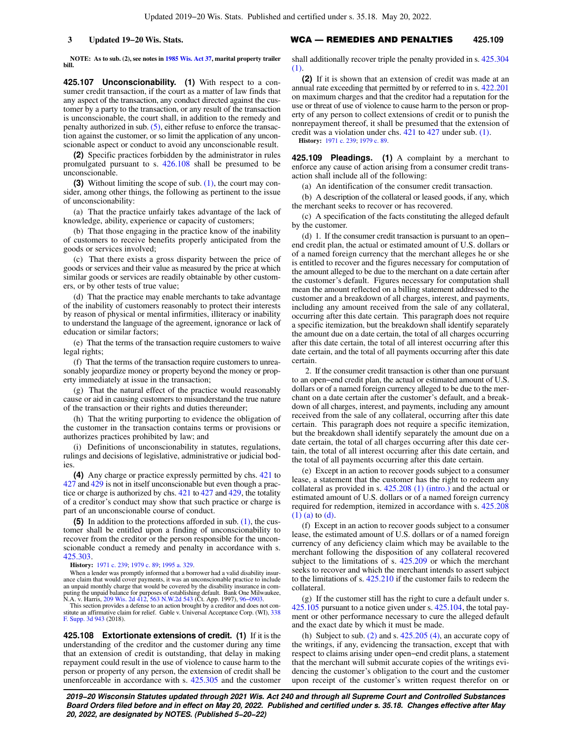NOTE: As to sub. (2), see notes in 1985 Wis. Act 37, marital property trailer bill.

**425.107 Unconscionability.** **(1)** With respect to a consumer credit transaction, if the court as a matter of law finds that any aspect of the transaction, any conduct directed against the customer by a party to the transaction, or any result of the transaction is unconscionable, the court shall, in addition to the remedy and penalty authorized in sub. (5), either refuse to enforce the transaction against the customer, or so limit the application of any unconscionable aspect or conduct to avoid any unconscionable result.

**(2)** Specific practices forbidden by the administrator in rules promulgated pursuant to s. 426.108 shall be presumed to be unconscionable.

**(3)** Without limiting the scope of sub. (1), the court may consider, among other things, the following as pertinent to the issue of unconscionability:

(a) That the practice unfairly takes advantage of the lack of knowledge, ability, experience or capacity of customers;

(b) That those engaging in the practice know of the inability of customers to receive benefits properly anticipated from the goods or services involved;

(c) That there exists a gross disparity between the price of goods or services and their value as measured by the price at which similar goods or services are readily obtainable by other customers, or by other tests of true value;

(d) That the practice may enable merchants to take advantage of the inability of customers reasonably to protect their interests by reason of physical or mental infirmities, illiteracy or inability to understand the language of the agreement, ignorance or lack of education or similar factors;

(e) That the terms of the transaction require customers to waive legal rights;

(f) That the terms of the transaction require customers to unreasonably jeopardize money or property beyond the money or property immediately at issue in the transaction;

(g) That the natural effect of the practice would reasonably cause or aid in causing customers to misunderstand the true nature of the transaction or their rights and duties thereunder;

(h) That the writing purporting to evidence the obligation of the customer in the transaction contains terms or provisions or authorizes practices prohibited by law; and

(i) Definitions of unconscionability in statutes, regulations, rulings and decisions of legislative, administrative or judicial bodies.

**(4)** Any charge or practice expressly permitted by chs. 421 to 427 and 429 is not in itself unconscionable but even though a practice or charge is authorized by chs. 421 to 427 and 429, the totality of a creditor's conduct may show that such practice or charge is part of an unconscionable course of conduct.

**(5)** In addition to the protections afforded in sub. (1), the customer shall be entitled upon a finding of unconscionability to recover from the creditor or the person responsible for the unconscionable conduct a remedy and penalty in accordance with s. 425.303.

**History:** 1971 c. 239; 1979 c. 89; 1995 a. 329.

When a lender was promptly informed that a borrower had a valid disability insurance claim that would cover payments, it was an unconscionable practice to include an unpaid monthly charge that would be covered by the disability insurance in computing the unpaid balance for purposes of establishing default. Bank One Milwaukee, N.A. v. Harris, 209 Wis. 2d 412, 563 N.W.2d 543 (Ct. App. 1997), 96–0903.

This section provides a defense to an action brought by a creditor and does not constitute an affirmative claim for relief. Gable v. Universal Acceptance Corp. (WI), 338 F. Supp. 3d 943 (2018).

**425.108 Extortionate extensions of credit.** **(1)** If it is the understanding of the creditor and the customer during any time that an extension of credit is outstanding, that delay in making repayment could result in the use of violence to cause harm to the person or property of any person, the extension of credit shall be unenforceable in accordance with s. 425.305 and the customer shall additionally recover triple the penalty provided in s. 425.304 (1).

**(2)** If it is shown that an extension of credit was made at an annual rate exceeding that permitted by or referred to in s. 422.201 on maximum charges and that the creditor had a reputation for the use or threat of use of violence to cause harm to the person or property of any person to collect extensions of credit or to punish the nonrepayment thereof, it shall be presumed that the extension of credit was a violation under chs. 421 to 427 under sub. (1).

**History:** 1971 c. 239; 1979 c. 89.

**425.109 Pleadings.** **(1)** A complaint by a merchant to enforce any cause of action arising from a consumer credit transaction shall include all of the following:

(a) An identification of the consumer credit transaction.

(b) A description of the collateral or leased goods, if any, which the merchant seeks to recover or has recovered.

(c) A specification of the facts constituting the alleged default by the customer.

(d) 1. If the consumer credit transaction is pursuant to an open–end credit plan, the actual or estimated amount of U.S. dollars or of a named foreign currency that the merchant alleges he or she is entitled to recover and the figures necessary for computation of the amount alleged to be due to the merchant on a date certain after the customer's default. Figures necessary for computation shall mean the amount reflected on a billing statement addressed to the customer and a breakdown of all charges, interest, and payments, including any amount received from the sale of any collateral, occurring after this date certain. This paragraph does not require a specific itemization, but the breakdown shall identify separately the amount due on a date certain, the total of all charges occurring after this date certain, the total of all interest occurring after this date certain, and the total of all payments occurring after this date certain.

2. If the consumer credit transaction is other than one pursuant to an open–end credit plan, the actual or estimated amount of U.S. dollars or of a named foreign currency alleged to be due to the merchant on a date certain after the customer's default, and a breakdown of all charges, interest, and payments, including any amount received from the sale of any collateral, occurring after this date certain. This paragraph does not require a specific itemization, but the breakdown shall identify separately the amount due on a date certain, the total of all charges occurring after this date certain, the total of all interest occurring after this date certain, and the total of all payments occurring after this date certain.

(e) Except in an action to recover goods subject to a consumer lease, a statement that the customer has the right to redeem any collateral as provided in s. 425.208 (1) (intro.) and the actual or estimated amount of U.S. dollars or of a named foreign currency required for redemption, itemized in accordance with s. 425.208 (1) (a) to (d).

(f) Except in an action to recover goods subject to a consumer lease, the estimated amount of U.S. dollars or of a named foreign currency of any deficiency claim which may be available to the merchant following the disposition of any collateral recovered subject to the limitations of s. 425.209 or which the merchant seeks to recover and which the merchant intends to assert subject to the limitations of s. 425.210 if the customer fails to redeem the collateral.

(g) If the customer still has the right to cure a default under s. 425.105 pursuant to a notice given under s. 425.104, the total payment or other performance necessary to cure the alleged default and the exact date by which it must be made.

(h) Subject to sub. (2) and s. 425.205 (4), an accurate copy of the writings, if any, evidencing the transaction, except that with respect to claims arising under open–end credit plans, a statement that the merchant will submit accurate copies of the writings evidencing the customer's obligation to the court and the customer upon receipt of the customer's written request therefor on or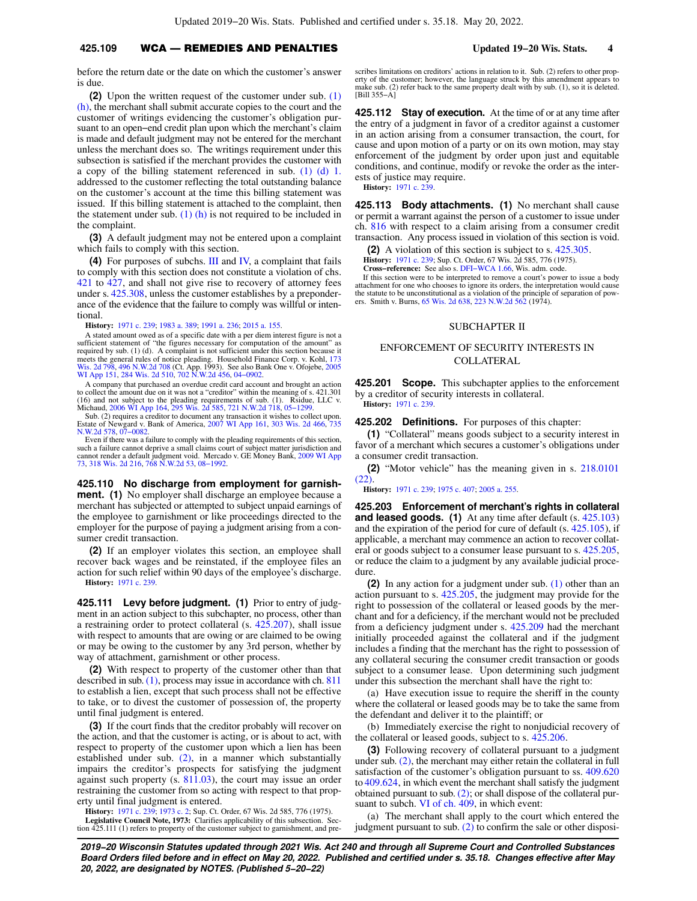before the return date or the date on which the customer's answer is due.

**(2)** Upon the written request of the customer under sub. (1) (h), the merchant shall submit accurate copies to the court and the customer of writings evidencing the customer's obligation pursuant to an open−end credit plan upon which the merchant's claim is made and default judgment may not be entered for the merchant unless the merchant does so. The writings requirement under this subsection is satisfied if the merchant provides the customer with a copy of the billing statement referenced in sub. (1) (d) 1. addressed to the customer reflecting the total outstanding balance on the customer's account at the time this billing statement was issued. If this billing statement is attached to the complaint, then the statement under sub. (1) (h) is not required to be included in the complaint.

**(3)** A default judgment may not be entered upon a complaint which fails to comply with this section.

**(4)** For purposes of subchs. III and IV, a complaint that fails to comply with this section does not constitute a violation of chs. 421 to 427, and shall not give rise to recovery of attorney fees under s. 425.308, unless the customer establishes by a preponderance of the evidence that the failure to comply was willful or intentional.

**History:** 1971 c. 239; 1983 a. 389; 1991 a. 236; 2015 a. 155.

A stated amount owed as of a specific date with a per diem interest figure is not a sufficient statement of "the figures necessary for computation of the amount" as required by sub. (1) (d). A complaint is not sufficient under this section because it meets the general rules of notice pleading. Household Finance Corp. v. Kohl, 173 Wis. 2d 798, 496 N.W.2d 708 (Ct. App. 1993). See also Bank One v. Ofojebe, 2005 WI App 151, 284 Wis. 2d 510, 702 N.W.2d 456, 04−0902.

A company that purchased an overdue credit card account and brought an action to collect the amount due on it was not a "creditor" within the meaning of s. 421.301 (16) and not subject to the pleading requirements of sub. (1). Rsidue, LLC v. Michaud, 2006 WI App 164, 295 Wis. 2d 585, 721 N.W.2d 718, 05−1299.

Sub. (2) requires a creditor to document any transaction it wishes to collect upon. Estate of Newgard v. Bank of America, 2007 WI App 161, 303 Wis. 2d 466, 735 N.W.2d 578, 07−0082.

Even if there was a failure to comply with the pleading requirements of this section, such a failure cannot deprive a small claims court of subject matter jurisdiction and cannot render a default judgment void. Mercado v. GE Money Bank, 2009 WI App 73, 318 Wis. 2d 216, 768 N.W.2d 53, 08−1992.

**425.110 No discharge from employment for garnishment.** **(1)** No employer shall discharge an employee because a merchant has subjected or attempted to subject unpaid earnings of the employee to garnishment or like proceedings directed to the employer for the purpose of paying a judgment arising from a consumer credit transaction.

**(2)** If an employer violates this section, an employee shall recover back wages and be reinstated, if the employee files an action for such relief within 90 days of the employee's discharge.

**History:** 1971 c. 239.

**425.111 Levy before judgment.** **(1)** Prior to entry of judgment in an action subject to this subchapter, no process, other than a restraining order to protect collateral (s. 425.207), shall issue with respect to amounts that are owing or are claimed to be owing or may be owing to the customer by any 3rd person, whether by way of attachment, garnishment or other process.

**(2)** With respect to property of the customer other than that described in sub. (1), process may issue in accordance with ch. 811 to establish a lien, except that such process shall not be effective to take, or to divest the customer of possession of, the property until final judgment is entered.

**(3)** If the court finds that the creditor probably will recover on the action, and that the customer is acting, or is about to act, with respect to property of the customer upon which a lien has been established under sub. (2), in a manner which substantially impairs the creditor's prospects for satisfying the judgment against such property (s. 811.03), the court may issue an order restraining the customer from so acting with respect to that property until final judgment is entered.

**History:** 1971 c. 239; 1973 c. 2; Sup. Ct. Order, 67 Wis. 2d 585, 776 (1975).

**Legislative Council Note, 1973:** Clarifies applicability of this subsection. Section 425.111 (1) refers to property of the customer subject to garnishment, and prescribes limitations on creditors' actions in relation to it. Sub. (2) refers to other property of the customer; however, the language struck by this amendment appears to make sub. (2) refer back to the same property dealt with by sub. (1), so it is deleted. [Bill 355−A]

**425.112 Stay of execution.** At the time of or at any time after the entry of a judgment in favor of a creditor against a customer in an action arising from a consumer transaction, the court, for cause and upon motion of a party or on its own motion, may stay enforcement of the judgment by order upon just and equitable conditions, and continue, modify or revoke the order as the interests of justice may require.

**History:** 1971 c. 239.

**425.113 Body attachments.** **(1)** No merchant shall cause or permit a warrant against the person of a customer to issue under ch. 816 with respect to a claim arising from a consumer credit transaction. Any process issued in violation of this section is void.

**(2)** A violation of this section is subject to s. 425.305.

**History:** 1971 c. 239; Sup. Ct. Order, 67 Wis. 2d 585, 776 (1975).

**Cross−reference:** See also s. DFI−WCA 1.66, Wis. adm. code.

If this section were to be interpreted to remove a court's power to issue a body attachment for one who chooses to ignore its orders, the interpretation would cause the statute to be unconstitutional as a violation of the principle of separation of powers. Smith v. Burns, 65 Wis. 2d 638, 223 N.W.2d 562 (1974).

## SUBCHAPTER II

## ENFORCEMENT OF SECURITY INTERESTS IN COLLATERAL

**425.201 Scope.** This subchapter applies to the enforcement by a creditor of security interests in collateral.

**History:** 1971 c. 239.

**425.202 Definitions.** For purposes of this chapter:

**(1)** "Collateral" means goods subject to a security interest in favor of a merchant which secures a customer's obligations under a consumer credit transaction.

**(2)** "Motor vehicle" has the meaning given in s. 218.0101 (22).

**History:** 1971 c. 239; 1975 c. 407; 2005 a. 255.

**425.203 Enforcement of merchant's rights in collateral and leased goods.** **(1)** At any time after default (s. 425.103) and the expiration of the period for cure of default (s. 425.105), if applicable, a merchant may commence an action to recover collateral or goods subject to a consumer lease pursuant to s. 425.205, or reduce the claim to a judgment by any available judicial procedure.

**(2)** In any action for a judgment under sub. (1) other than an action pursuant to s. 425.205, the judgment may provide for the right to possession of the collateral or leased goods by the merchant and for a deficiency, if the merchant would not be precluded from a deficiency judgment under s. 425.209 had the merchant initially proceeded against the collateral and if the judgment includes a finding that the merchant has the right to possession of any collateral securing the consumer credit transaction or goods subject to a consumer lease. Upon determining such judgment under this subsection the merchant shall have the right to:

(a) Have execution issue to require the sheriff in the county where the collateral or leased goods may be to take the same from the defendant and deliver it to the plaintiff; or

(b) Immediately exercise the right to nonjudicial recovery of the collateral or leased goods, subject to s. 425.206.

**(3)** Following recovery of collateral pursuant to a judgment under sub. (2), the merchant may either retain the collateral in full satisfaction of the customer's obligation pursuant to ss. 409.620 to 409.624, in which event the merchant shall satisfy the judgment obtained pursuant to sub. (2); or shall dispose of the collateral pursuant to subch. VI of ch. 409, in which event:

(a) The merchant shall apply to the court which entered the judgment pursuant to sub. (2) to confirm the sale or other disposi-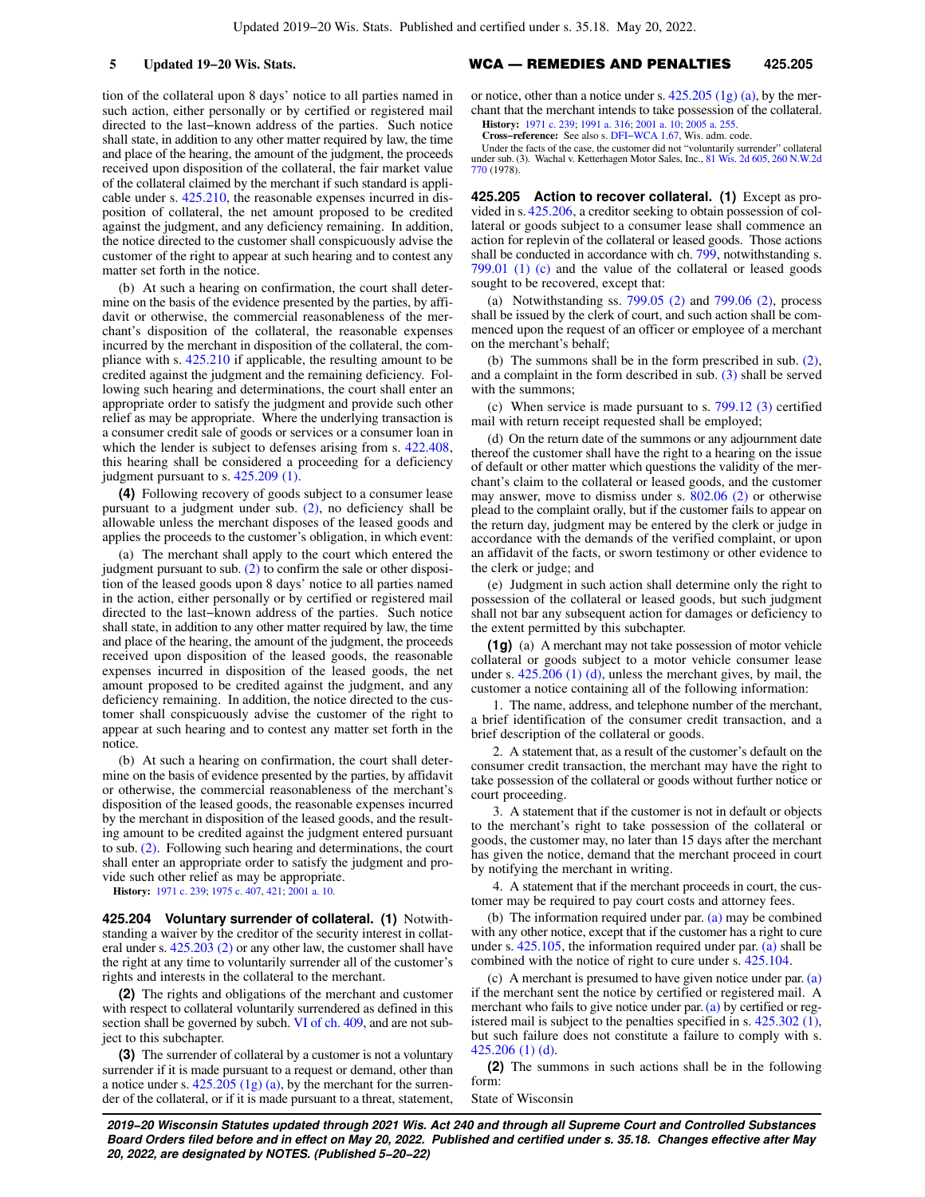tion of the collateral upon 8 days' notice to all parties named in such action, either personally or by certified or registered mail directed to the last−known address of the parties. Such notice shall state, in addition to any other matter required by law, the time and place of the hearing, the amount of the judgment, the proceeds received upon disposition of the collateral, the fair market value of the collateral claimed by the merchant if such standard is applicable under s. 425.210, the reasonable expenses incurred in disposition of collateral, the net amount proposed to be credited against the judgment, and any deficiency remaining. In addition, the notice directed to the customer shall conspicuously advise the customer of the right to appear at such hearing and to contest any matter set forth in the notice.

(b) At such a hearing on confirmation, the court shall determine on the basis of the evidence presented by the parties, by affidavit or otherwise, the commercial reasonableness of the merchant's disposition of the collateral, the reasonable expenses incurred by the merchant in disposition of the collateral, the compliance with s. 425.210 if applicable, the resulting amount to be credited against the judgment and the remaining deficiency. Following such hearing and determinations, the court shall enter an appropriate order to satisfy the judgment and provide such other relief as may be appropriate. Where the underlying transaction is a consumer credit sale of goods or services or a consumer loan in which the lender is subject to defenses arising from s. 422.408, this hearing shall be considered a proceeding for a deficiency judgment pursuant to s. 425.209 (1).

**(4)** Following recovery of goods subject to a consumer lease pursuant to a judgment under sub. (2), no deficiency shall be allowable unless the merchant disposes of the leased goods and applies the proceeds to the customer's obligation, in which event:

(a) The merchant shall apply to the court which entered the judgment pursuant to sub. (2) to confirm the sale or other disposition of the leased goods upon 8 days' notice to all parties named in the action, either personally or by certified or registered mail directed to the last−known address of the parties. Such notice shall state, in addition to any other matter required by law, the time and place of the hearing, the amount of the judgment, the proceeds received upon disposition of the leased goods, the reasonable expenses incurred in disposition of the leased goods, the net amount proposed to be credited against the judgment, and any deficiency remaining. In addition, the notice directed to the customer shall conspicuously advise the customer of the right to appear at such hearing and to contest any matter set forth in the notice.

(b) At such a hearing on confirmation, the court shall determine on the basis of evidence presented by the parties, by affidavit or otherwise, the commercial reasonableness of the merchant's disposition of the leased goods, the reasonable expenses incurred by the merchant in disposition of the leased goods, and the resulting amount to be credited against the judgment entered pursuant to sub. (2). Following such hearing and determinations, the court shall enter an appropriate order to satisfy the judgment and provide such other relief as may be appropriate.

**History:** 1971 c. 239; 1975 c. 407, 421; 2001 a. 10.

**425.204 Voluntary surrender of collateral. (1)** Notwithstanding a waiver by the creditor of the security interest in collateral under s. 425.203 (2) or any other law, the customer shall have the right at any time to voluntarily surrender all of the customer's rights and interests in the collateral to the merchant.

**(2)** The rights and obligations of the merchant and customer with respect to collateral voluntarily surrendered as defined in this section shall be governed by subch. VI of ch. 409, and are not subject to this subchapter.

**(3)** The surrender of collateral by a customer is not a voluntary surrender if it is made pursuant to a request or demand, other than a notice under s. 425.205 (1g) (a), by the merchant for the surrender of the collateral, or if it is made pursuant to a threat, statement, or notice, other than a notice under s. 425.205 (1g) (a), by the merchant that the merchant intends to take possession of the collateral.

**History:** 1971 c. 239; 1991 a. 316; 2001 a. 10; 2005 a. 255.

**Cross−reference:** See also s. DFI−WCA 1.67, Wis. adm. code.

Under the facts of the case, the customer did not "voluntarily surrender" collateral under sub. (3). Wachal v. Ketterhagen Motor Sales, Inc., 81 Wis. 2d 605, 260 N.W.2d 770 (1978).

**425.205 Action to recover collateral. (1)** Except as provided in s. 425.206, a creditor seeking to obtain possession of collateral or goods subject to a consumer lease shall commence an action for replevin of the collateral or leased goods. Those actions shall be conducted in accordance with ch. 799, notwithstanding s. 799.01 (1) (c) and the value of the collateral or leased goods sought to be recovered, except that:

(a) Notwithstanding ss. 799.05 (2) and 799.06 (2), process shall be issued by the clerk of court, and such action shall be commenced upon the request of an officer or employee of a merchant on the merchant's behalf;

(b) The summons shall be in the form prescribed in sub. (2), and a complaint in the form described in sub. (3) shall be served with the summons;

(c) When service is made pursuant to s. 799.12 (3) certified mail with return receipt requested shall be employed;

(d) On the return date of the summons or any adjournment date thereof the customer shall have the right to a hearing on the issue of default or other matter which questions the validity of the merchant's claim to the collateral or leased goods, and the customer may answer, move to dismiss under s. 802.06 (2) or otherwise plead to the complaint orally, but if the customer fails to appear on the return day, judgment may be entered by the clerk or judge in accordance with the demands of the verified complaint, or upon an affidavit of the facts, or sworn testimony or other evidence to the clerk or judge; and

(e) Judgment in such action shall determine only the right to possession of the collateral or leased goods, but such judgment shall not bar any subsequent action for damages or deficiency to the extent permitted by this subchapter.

**(1g)** (a) A merchant may not take possession of motor vehicle collateral or goods subject to a motor vehicle consumer lease under s. 425.206 (1) (d), unless the merchant gives, by mail, the customer a notice containing all of the following information:

1. The name, address, and telephone number of the merchant, a brief identification of the consumer credit transaction, and a brief description of the collateral or goods.

2. A statement that, as a result of the customer's default on the consumer credit transaction, the merchant may have the right to take possession of the collateral or goods without further notice or court proceeding.

3. A statement that if the customer is not in default or objects to the merchant's right to take possession of the collateral or goods, the customer may, no later than 15 days after the merchant has given the notice, demand that the merchant proceed in court by notifying the merchant in writing.

4. A statement that if the merchant proceeds in court, the customer may be required to pay court costs and attorney fees.

(b) The information required under par. (a) may be combined with any other notice, except that if the customer has a right to cure under s. 425.105, the information required under par. (a) shall be combined with the notice of right to cure under s. 425.104.

(c) A merchant is presumed to have given notice under par. (a) if the merchant sent the notice by certified or registered mail. A merchant who fails to give notice under par. (a) by certified or registered mail is subject to the penalties specified in s. 425.302 (1), but such failure does not constitute a failure to comply with s. 425.206 (1) (d).

**(2)** The summons in such actions shall be in the following form:

State of Wisconsin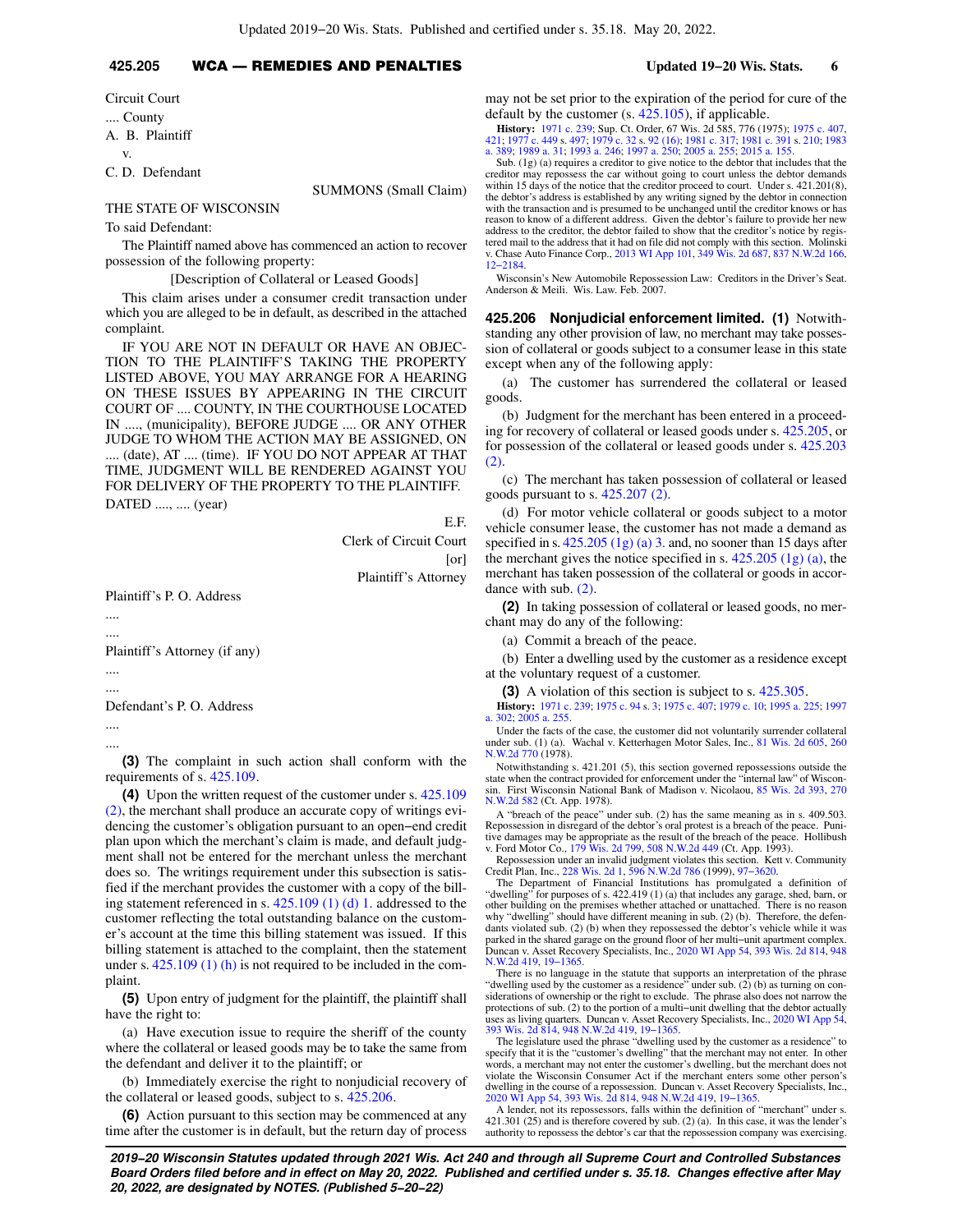Circuit Court

.... County

A. B. Plaintiff

v.

C. D. Defendant

SUMMONS (Small Claim)

THE STATE OF WISCONSIN

To said Defendant:

The Plaintiff named above has commenced an action to recover possession of the following property:

[Description of Collateral or Leased Goods]

This claim arises under a consumer credit transaction under which you are alleged to be in default, as described in the attached complaint.

IF YOU ARE NOT IN DEFAULT OR HAVE AN OBJECTION TO THE PLAINTIFF'S TAKING THE PROPERTY LISTED ABOVE, YOU MAY ARRANGE FOR A HEARING ON THESE ISSUES BY APPEARING IN THE CIRCUIT COURT OF .... COUNTY, IN THE COURTHOUSE LOCATED IN ...., (municipality), BEFORE JUDGE .... OR ANY OTHER JUDGE TO WHOM THE ACTION MAY BE ASSIGNED, ON .... (date), AT .... (time). IF YOU DO NOT APPEAR AT THAT TIME, JUDGMENT WILL BE RENDERED AGAINST YOU FOR DELIVERY OF THE PROPERTY TO THE PLAINTIFF.

DATED ...., .... (year)

E.F.
Clerk of Circuit Court
[or]
Plaintiff's Attorney

Plaintiff's P. O. Address

....

....

Plaintiff's Attorney (if any)

....

....

Defendant's P. O. Address

....

....

**(3)** The complaint in such action shall conform with the requirements of s. 425.109.

**(4)** Upon the written request of the customer under s. 425.109 (2), the merchant shall produce an accurate copy of writings evidencing the customer's obligation pursuant to an open−end credit plan upon which the merchant's claim is made, and default judgment shall not be entered for the merchant unless the merchant does so. The writings requirement under this subsection is satisfied if the merchant provides the customer with a copy of the billing statement referenced in s. 425.109 (1) (d) 1. addressed to the customer reflecting the total outstanding balance on the customer's account at the time this billing statement was issued. If this billing statement is attached to the complaint, then the statement under s. 425.109 (1) (h) is not required to be included in the complaint.

**(5)** Upon entry of judgment for the plaintiff, the plaintiff shall have the right to:

(a) Have execution issue to require the sheriff of the county where the collateral or leased goods may be to take the same from the defendant and deliver it to the plaintiff; or

(b) Immediately exercise the right to nonjudicial recovery of the collateral or leased goods, subject to s. 425.206.

**(6)** Action pursuant to this section may be commenced at any time after the customer is in default, but the return day of process may not be set prior to the expiration of the period for cure of the default by the customer (s. 425.105), if applicable.

**History:** 1971 c. 239; Sup. Ct. Order, 67 Wis. 2d 585, 776 (1975); 1975 c. 407, 421; 1977 c. 449 s. 497; 1979 c. 32 s. 92 (16); 1981 c. 317; 1981 c. 391 s. 210; 1983 a. 389; 1989 a. 31; 1993 a. 246; 1997 a. 250; 2005 a. 255; 2015 a. 155.

Sub. (1g) (a) requires a creditor to give notice to the debtor that includes that the creditor may repossess the car without going to court unless the debtor demands within 15 days of the notice that the creditor proceed to court. Under s. 421.201(8), the debtor's address is established by any writing signed by the debtor in connection with the transaction and is presumed to be unchanged until the creditor knows or has reason to know of a different address. Given the debtor's failure to provide her new address to the creditor, the debtor failed to show that the creditor's notice by registered mail to the address that it had on file did not comply with this section. Molinski v. Chase Auto Finance Corp., 2013 WI App 101, 349 Wis. 2d 687, 837 N.W.2d 166, 12−2184.

Wisconsin's New Automobile Repossession Law: Creditors in the Driver's Seat. Anderson & Meili. Wis. Law. Feb. 2007.

## 425.206 Nonjudicial enforcement limited.

**(1)** Notwithstanding any other provision of law, no merchant may take possession of collateral or goods subject to a consumer lease in this state except when any of the following apply:

(a) The customer has surrendered the collateral or leased goods.

(b) Judgment for the merchant has been entered in a proceeding for recovery of collateral or leased goods under s. 425.205, or for possession of the collateral or leased goods under s. 425.203 (2).

(c) The merchant has taken possession of collateral or leased goods pursuant to s. 425.207 (2).

(d) For motor vehicle collateral or goods subject to a motor vehicle consumer lease, the customer has not made a demand as specified in s. 425.205 (1g) (a) 3. and, no sooner than 15 days after the merchant gives the notice specified in s. 425.205 (1g) (a), the merchant has taken possession of the collateral or goods in accordance with sub. (2).

**(2)** In taking possession of collateral or leased goods, no merchant may do any of the following:

(a) Commit a breach of the peace.

(b) Enter a dwelling used by the customer as a residence except at the voluntary request of a customer.

**(3)** A violation of this section is subject to s. 425.305.

**History:** 1971 c. 239; 1975 c. 94 s. 3; 1975 c. 407; 1979 c. 10; 1995 a. 225; 1997 a. 302; 2005 a. 255.

Under the facts of the case, the customer did not voluntarily surrender collateral under sub. (1) (a). Wachal v. Ketterhagen Motor Sales, Inc., 81 Wis. 2d 605, 260 N.W.2d 770 (1978).

Notwithstanding s. 421.201 (5), this section governed repossessions outside the state when the contract provided for enforcement under the "internal law" of Wisconsin. First Wisconsin National Bank of Madison v. Nicolaou, 85 Wis. 2d 393, 270 N.W.2d 582 (Ct. App. 1978).

A "breach of the peace" under sub. (2) has the same meaning as in s. 409.503. Repossession in disregard of the debtor's oral protest is a breach of the peace. Punitive damages may be appropriate as the result of the breach of the peace. Hollibush v. Ford Motor Co., 179 Wis. 2d 799, 508 N.W.2d 449 (Ct. App. 1993).

Repossession under an invalid judgment violates this section. Kett v. Community Credit Plan, Inc., 228 Wis. 2d 1, 596 N.W.2d 786 (1999), 97−3620.

The Department of Financial Institutions has promulgated a definition of "dwelling" for purposes of s. 422.419 (1) (a) that includes any garage, shed, barn, or other building on the premises whether attached or unattached. There is no reason why "dwelling" should have different meaning in sub. (2) (b). Therefore, the defendants violated sub. (2) (b) when they repossessed the debtor's vehicle while it was parked in the shared garage on the ground floor of her multi−unit apartment complex. Duncan v. Asset Recovery Specialists, Inc., 2020 WI App 54, 393 Wis. 2d 814, 948 N.W.2d 419, 19−1365.

There is no language in the statute that supports an interpretation of the phrase "dwelling used by the customer as a residence" under sub. (2) (b) as turning on considerations of ownership or the right to exclude. The phrase also does not narrow the protections of sub. (2) to the portion of a multi−unit dwelling that the debtor actually uses as living quarters. Duncan v. Asset Recovery Specialists, Inc., 2020 WI App 54, 393 Wis. 2d 814, 948 N.W.2d 419, 19−1365.

The legislature used the phrase "dwelling used by the customer as a residence" to specify that it is the "customer's dwelling" that the merchant may not enter. In other words, a merchant may not enter the customer's dwelling, but the merchant does not violate the Wisconsin Consumer Act if the merchant enters some other person's dwelling in the course of a repossession. Duncan v. Asset Recovery Specialists, Inc., 2020 WI App 54, 393 Wis. 2d 814, 948 N.W.2d 419, 19−1365.

A lender, not its repossessors, falls within the definition of "merchant" under s. 421.301 (25) and is therefore covered by sub. (2) (a). In this case, it was the lender's authority to repossess the debtor's car that the repossession company was exercising.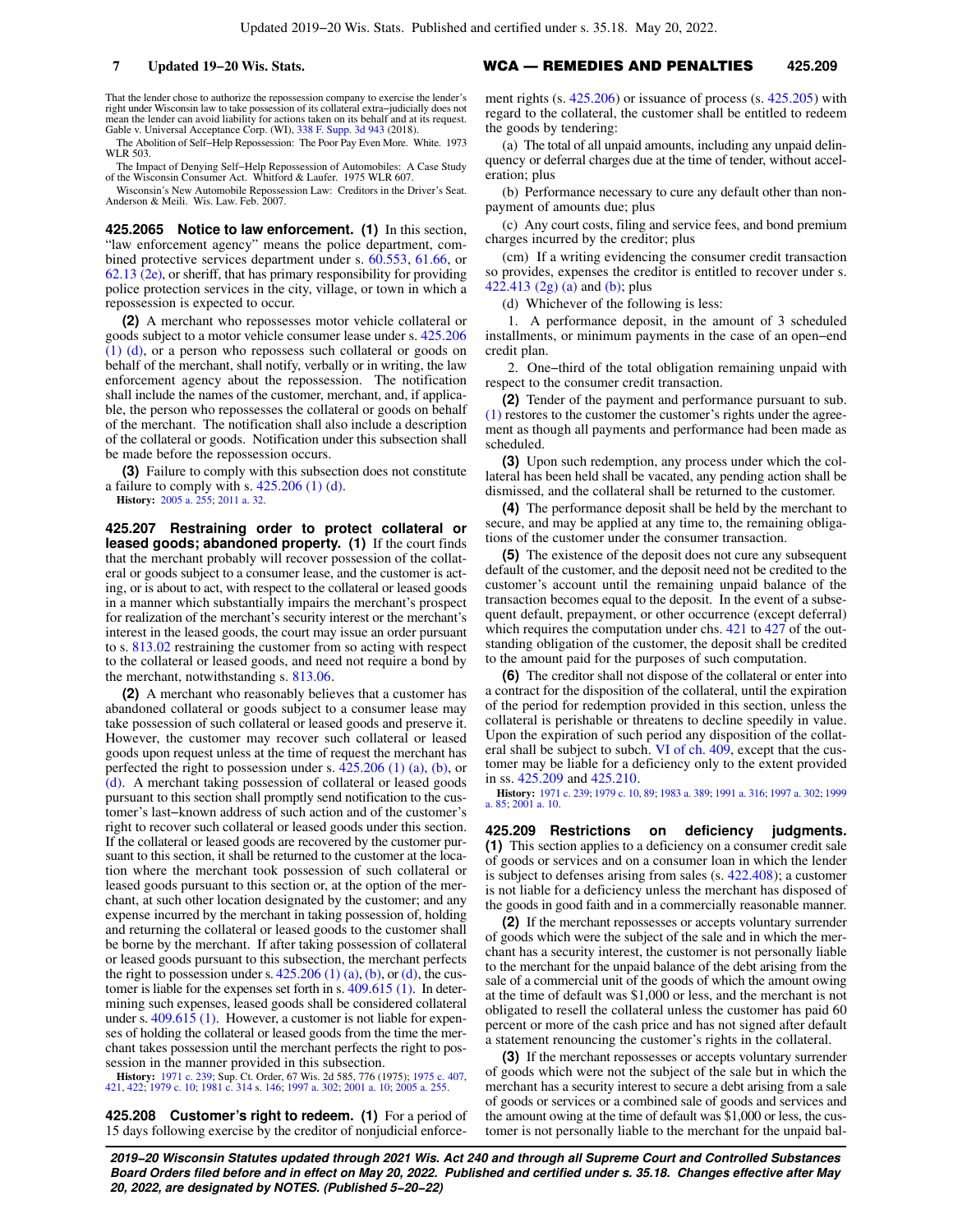That the lender chose to authorize the repossession company to exercise the lender's right under Wisconsin law to take possession of its collateral extra−judicially does not mean the lender can avoid liability for actions taken on its behalf and at its request. Gable v. Universal Acceptance Corp. (WI), 338 F. Supp. 3d 943 (2018).

The Abolition of Self−Help Repossession: The Poor Pay Even More. White. 1973 WLR 503.

The Impact of Denying Self−Help Repossession of Automobiles: A Case Study of the Wisconsin Consumer Act. Whitford & Laufer. 1975 WLR 607.

Wisconsin's New Automobile Repossession Law: Creditors in the Driver's Seat. Anderson & Meili. Wis. Law. Feb. 2007.

**425.2065 Notice to law enforcement. (1)** In this section, "law enforcement agency" means the police department, combined protective services department under s. 60.553, 61.66, or 62.13 (2e), or sheriff, that has primary responsibility for providing police protection services in the city, village, or town in which a repossession is expected to occur.

**(2)** A merchant who repossesses motor vehicle collateral or goods subject to a motor vehicle consumer lease under s. 425.206 (1) (d), or a person who repossesses such collateral or goods on behalf of the merchant, shall notify, verbally or in writing, the law enforcement agency about the repossession. The notification shall include the names of the customer, merchant, and, if applicable, the person who repossesses the collateral or goods on behalf of the merchant. The notification shall also include a description of the collateral or goods. Notification under this subsection shall be made before the repossession occurs.

**(3)** Failure to comply with this subsection does not constitute a failure to comply with s. 425.206 (1) (d).

**History:** 2005 a. 255; 2011 a. 32.

**425.207 Restraining order to protect collateral or leased goods; abandoned property. (1)** If the court finds that the merchant probably will recover possession of the collateral or goods subject to a consumer lease, and the customer is acting, or is about to act, with respect to the collateral or leased goods in a manner which substantially impairs the merchant's prospect for realization of the merchant's security interest or the merchant's interest in the leased goods, the court may issue an order pursuant to s. 813.02 restraining the customer from so acting with respect to the collateral or leased goods, and need not require a bond by the merchant, notwithstanding s. 813.06.

**(2)** A merchant who reasonably believes that a customer has abandoned collateral or goods subject to a consumer lease may take possession of such collateral or leased goods and preserve it. However, the customer may recover such collateral or leased goods upon request unless at the time of request the merchant has perfected the right to possession under s. 425.206 (1) (a), (b), or (d). A merchant taking possession of collateral or leased goods pursuant to this section shall promptly send notification to the customer's last−known address of such action and of the customer's right to recover such collateral or leased goods under this section. If the collateral or leased goods are recovered by the customer pursuant to this section, it shall be returned to the customer at the location where the merchant took possession of such collateral or leased goods pursuant to this section or, at the option of the merchant, at such other location designated by the customer; and any expense incurred by the merchant in taking possession of, holding and returning the collateral or leased goods to the customer shall be borne by the merchant. If after taking possession of collateral or leased goods pursuant to this subsection, the merchant perfects the right to possession under s. 425.206 (1) (a), (b), or (d), the customer is liable for the expenses set forth in s. 409.615 (1). In determining such expenses, leased goods shall be considered collateral under s. 409.615 (1). However, a customer is not liable for expenses of holding the collateral or leased goods from the time the merchant takes possession until the merchant perfects the right to possession in the manner provided in this subsection.

**History:** 1971 c. 239; Sup. Ct. Order, 67 Wis. 2d 585, 776 (1975); 1975 c. 407, 421, 422; 1979 c. 10; 1981 c. 314 s. 146; 1997 a. 302; 2001 a. 10; 2005 a. 255.

**425.208 Customer's right to redeem. (1)** For a period of 15 days following exercise by the creditor of nonjudicial enforcement rights (s. 425.206) or issuance of process (s. 425.205) with regard to the collateral, the customer shall be entitled to redeem the goods by tendering:

(a) The total of all unpaid amounts, including any unpaid delinquency or deferral charges due at the time of tender, without acceleration; plus

(b) Performance necessary to cure any default other than nonpayment of amounts due; plus

(c) Any court costs, filing and service fees, and bond premium charges incurred by the creditor; plus

(cm) If a writing evidencing the consumer credit transaction so provides, expenses the creditor is entitled to recover under s. 422.413 (2g) (a) and (b); plus

(d) Whichever of the following is less:

1. A performance deposit, in the amount of 3 scheduled installments, or minimum payments in the case of an open−end credit plan.

2. One−third of the total obligation remaining unpaid with respect to the consumer credit transaction.

**(2)** Tender of the payment and performance pursuant to sub. (1) restores to the customer the customer's rights under the agreement as though all payments and performance had been made as scheduled.

**(3)** Upon such redemption, any process under which the collateral has been held shall be vacated, any pending action shall be dismissed, and the collateral shall be returned to the customer.

**(4)** The performance deposit shall be held by the merchant to secure, and may be applied at any time to, the remaining obligations of the customer under the consumer transaction.

**(5)** The existence of the deposit does not cure any subsequent default of the customer, and the deposit need not be credited to the customer's account until the remaining unpaid balance of the transaction becomes equal to the deposit. In the event of a subsequent default, prepayment, or other occurrence (except deferral) which requires the computation under chs. 421 to 427 of the outstanding obligation of the customer, the deposit shall be credited to the amount paid for the purposes of such computation.

**(6)** The creditor shall not dispose of the collateral or enter into a contract for the disposition of the collateral, until the expiration of the period for redemption provided in this section, unless the collateral is perishable or threatens to decline speedily in value. Upon the expiration of such period any disposition of the collateral shall be subject to subch. VI of ch. 409, except that the customer may be liable for a deficiency only to the extent provided in ss. 425.209 and 425.210.

**History:** 1971 c. 239; 1979 c. 10, 89; 1983 a. 389; 1991 a. 316; 1997 a. 302; 1999 a. 85; 2001 a. 10.

**425.209 Restrictions on deficiency judgments. (1)** This section applies to a deficiency on a consumer credit sale of goods or services and on a consumer loan in which the lender is subject to defenses arising from sales (s. 422.408); a customer is not liable for a deficiency unless the merchant has disposed of the goods in good faith and in a commercially reasonable manner.

**(2)** If the merchant repossesses or accepts voluntary surrender of goods which were the subject of the sale and in which the merchant has a security interest, the customer is not personally liable to the merchant for the unpaid balance of the debt arising from the sale of a commercial unit of the goods of which the amount owing at the time of default was $1,000 or less, and the merchant is not obligated to resell the collateral unless the customer has paid 60 percent or more of the cash price and has not signed after default a statement renouncing the customer's rights in the collateral.

**(3)** If the merchant repossesses or accepts voluntary surrender of goods which were not the subject of the sale but in which the merchant has a security interest to secure a debt arising from a sale of goods or services or a combined sale of goods and services and the amount owing at the time of default was $1,000 or less, the customer is not personally liable to the merchant for the unpaid bal-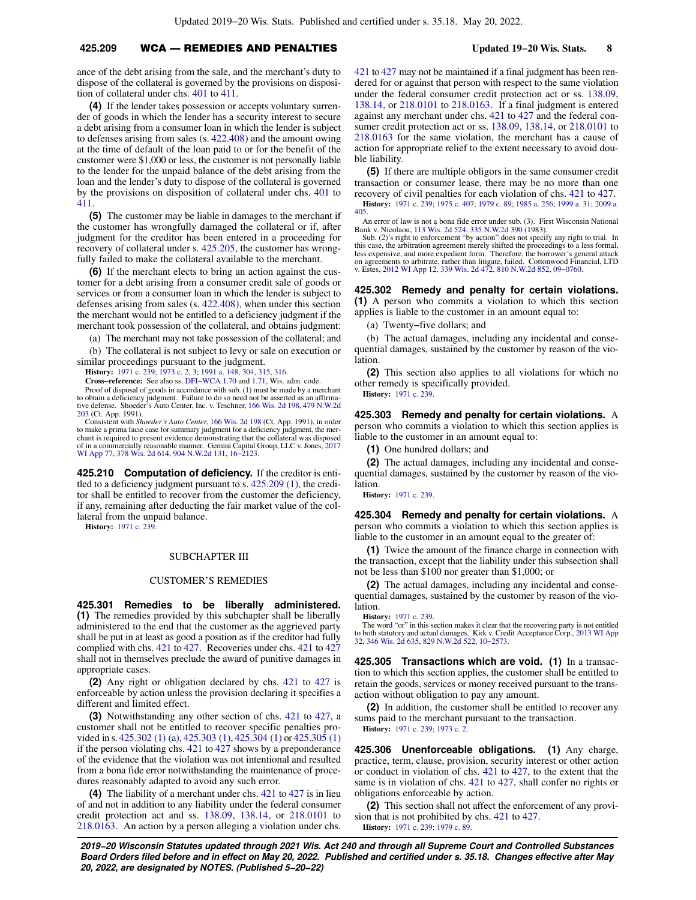ance of the debt arising from the sale, and the merchant's duty to dispose of the collateral is governed by the provisions on disposition of collateral under chs. 401 to 411.

**(4)** If the lender takes possession or accepts voluntary surrender of goods in which the lender has a security interest to secure a debt arising from a consumer loan in which the lender is subject to defenses arising from sales (s. 422.408) and the amount owing at the time of default of the loan paid to or for the benefit of the customer were $1,000 or less, the customer is not personally liable to the lender for the unpaid balance of the debt arising from the loan and the lender's duty to dispose of the collateral is governed by the provisions on disposition of collateral under chs. 401 to 411.

**(5)** The customer may be liable in damages to the merchant if the customer has wrongfully damaged the collateral or if, after judgment for the creditor has been entered in a proceeding for recovery of collateral under s. 425.205, the customer has wrongfully failed to make the collateral available to the merchant.

**(6)** If the merchant elects to bring an action against the customer for a debt arising from a consumer credit sale of goods or services or from a consumer loan in which the lender is subject to defenses arising from sales (s. 422.408), when under this section the merchant would not be entitled to a deficiency judgment if the merchant took possession of the collateral, and obtains judgment:

(a) The merchant may not take possession of the collateral; and

(b) The collateral is not subject to levy or sale on execution or similar proceedings pursuant to the judgment.

**History:** 1971 c. 239; 1973 c. 2, 3; 1991 a. 148, 304, 315, 316.

**Cross−reference:** See also ss. DFI−WCA 1.70 and 1.71, Wis. adm. code.

Proof of disposal of goods in accordance with sub. (1) must be made by a merchant to obtain a deficiency judgment. Failure to do so need not be asserted as an affirmative defense. Shoeder's Auto Center, Inc. v. Teschner, 166 Wis. 2d 198, 479 N.W.2d 203 (Ct. App. 1991).

Consistent with *Shoeder's Auto Center*, 166 Wis. 2d 198 (Ct. App. 1991), in order to make a prima facie case for summary judgment for a deficiency judgment, the merchant is required to present evidence demonstrating that the collateral was disposed of in a commercially reasonable manner. Gemini Capital Group, LLC v. Jones, 2017 WI App 77, 378 Wis. 2d 614, 904 N.W.2d 131, 16−2123.

**425.210 Computation of deficiency.** If the creditor is entitled to a deficiency judgment pursuant to s. 425.209 (1), the creditor shall be entitled to recover from the customer the deficiency, if any, remaining after deducting the fair market value of the collateral from the unpaid balance.

**History:** 1971 c. 239.

## SUBCHAPTER III

## CUSTOMER'S REMEDIES

**425.301 Remedies to be liberally administered.** **(1)** The remedies provided by this subchapter shall be liberally administered to the end that the customer as the aggrieved party shall be put in at least as good a position as if the creditor had fully complied with chs. 421 to 427. Recoveries under chs. 421 to 427 shall not in themselves preclude the award of punitive damages in appropriate cases.

**(2)** Any right or obligation declared by chs. 421 to 427 is enforceable by action unless the provision declaring it specifies a different and limited effect.

**(3)** Notwithstanding any other section of chs. 421 to 427, a customer shall not be entitled to recover specific penalties provided in s. 425.302 (1) (a), 425.303 (1), 425.304 (1) or 425.305 (1) if the person violating chs. 421 to 427 shows by a preponderance of the evidence that the violation was not intentional and resulted from a bona fide error notwithstanding the maintenance of procedures reasonably adapted to avoid any such error.

**(4)** The liability of a merchant under chs. 421 to 427 is in lieu of and not in addition to any liability under the federal consumer credit protection act and ss. 138.09, 138.14, or 218.0101 to 218.0163. An action by a person alleging a violation under chs. 421 to 427 may not be maintained if a final judgment has been rendered for or against that person with respect to the same violation under the federal consumer credit protection act or ss. 138.09, 138.14, or 218.0101 to 218.0163. If a final judgment is entered against any merchant under chs. 421 to 427 and the federal consumer credit protection act or ss. 138.09, 138.14, or 218.0101 to 218.0163 for the same violation, the merchant has a cause of action for appropriate relief to the extent necessary to avoid double liability.

**(5)** If there are multiple obligors in the same consumer credit transaction or consumer lease, there may be no more than one recovery of civil penalties for each violation of chs. 421 to 427.

**History:** 1971 c. 239; 1975 c. 407; 1979 c. 89; 1985 a. 256; 1999 a. 31; 2009 a. 405.

An error of law is not a bona fide error under sub. (3). First Wisconsin National Bank v. Nicolaou, 113 Wis. 2d 524, 335 N.W.2d 390 (1983).

Sub. (2)'s right to enforcement "by action" does not specify any right to trial. In this case, the arbitration agreement merely shifted the proceedings to a less formal, less expensive, and more expedient form. Therefore, the borrower's general attack on agreements to arbitrate, rather than litigate, failed. Cottonwood Financial, LTD v. Estes, 2012 WI App 12, 339 Wis. 2d 472, 810 N.W.2d 852, 09−0760.

**425.302 Remedy and penalty for certain violations.** **(1)** A person who commits a violation to which this section applies is liable to the customer in an amount equal to:

(a) Twenty−five dollars; and

(b) The actual damages, including any incidental and consequential damages, sustained by the customer by reason of the violation.

**(2)** This section also applies to all violations for which no other remedy is specifically provided.

**History:** 1971 c. 239.

**425.303 Remedy and penalty for certain violations.** A person who commits a violation to which this section applies is liable to the customer in an amount equal to:

**(1)** One hundred dollars; and

**(2)** The actual damages, including any incidental and consequential damages, sustained by the customer by reason of the violation.

**History:** 1971 c. 239.

**425.304 Remedy and penalty for certain violations.** A person who commits a violation to which this section applies is liable to the customer in an amount equal to the greater of:

**(1)** Twice the amount of the finance charge in connection with the transaction, except that the liability under this subsection shall not be less than $100 nor greater than $1,000; or

**(2)** The actual damages, including any incidental and consequential damages, sustained by the customer by reason of the violation.

**History:** 1971 c. 239.

The word "or" in this section makes it clear that the recovering party is not entitled to both statutory and actual damages. Kirk v. Credit Acceptance Corp., 2013 WI App 32, 346 Wis. 2d 635, 829 N.W.2d 522, 10−2573.

**425.305 Transactions which are void.** **(1)** In a transaction to which this section applies, the customer shall be entitled to retain the goods, services or money received pursuant to the transaction without obligation to pay any amount.

**(2)** In addition, the customer shall be entitled to recover any sums paid to the merchant pursuant to the transaction.

**History:** 1971 c. 239; 1973 c. 2.

**425.306 Unenforceable obligations.** **(1)** Any charge, practice, term, clause, provision, security interest or other action or conduct in violation of chs. 421 to 427, to the extent that the same is in violation of chs. 421 to 427, shall confer no rights or obligations enforceable by action.

**(2)** This section shall not affect the enforcement of any provision that is not prohibited by chs. 421 to 427.

**History:** 1971 c. 239; 1979 c. 89.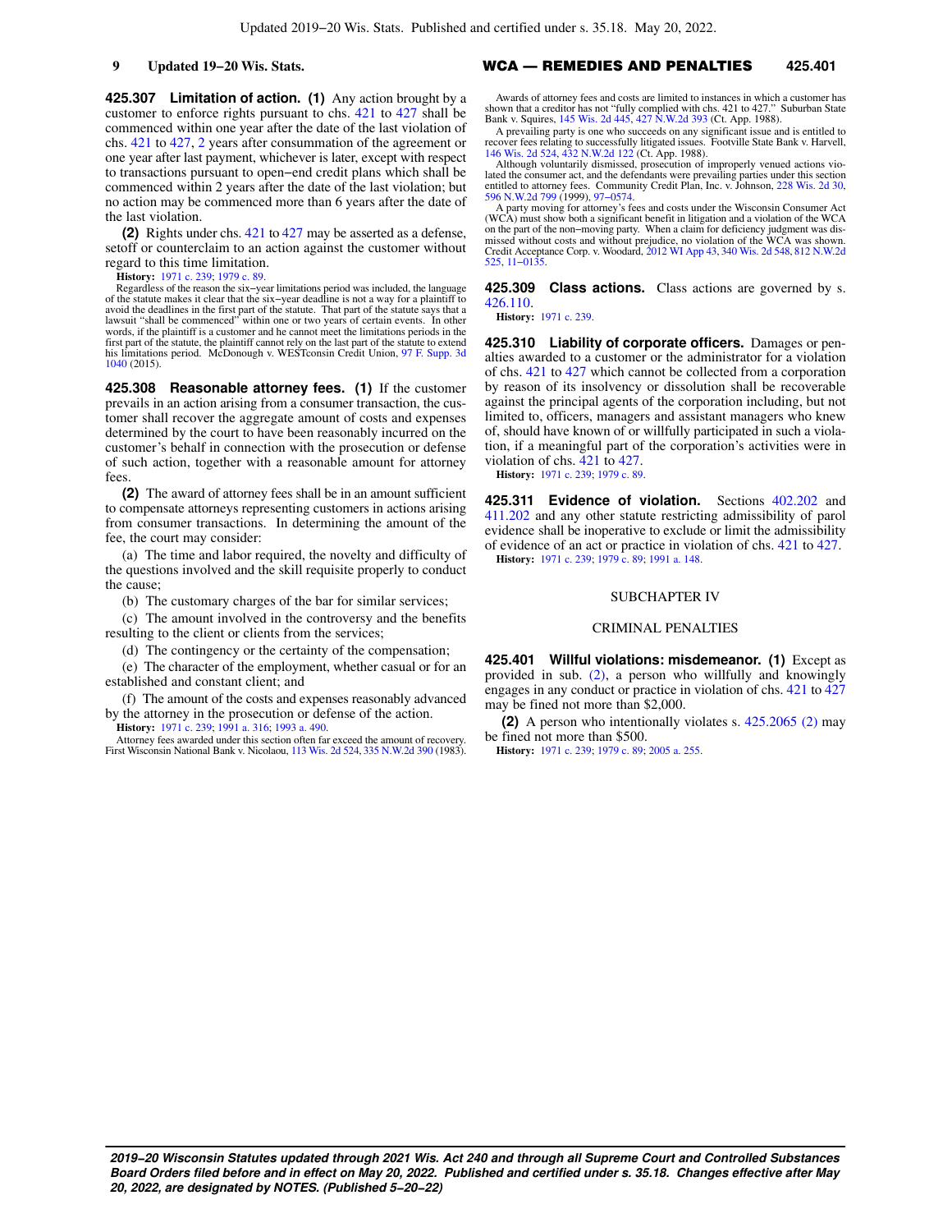**425.307 Limitation of action. (1)** Any action brought by a customer to enforce rights pursuant to chs. 421 to 427 shall be commenced within one year after the date of the last violation of chs. 421 to 427, 2 years after consummation of the agreement or one year after last payment, whichever is later, except with respect to transactions pursuant to open−end credit plans which shall be commenced within 2 years after the date of the last violation; but no action may be commenced more than 6 years after the date of the last violation.

**(2)** Rights under chs. 421 to 427 may be asserted as a defense, setoff or counterclaim to an action against the customer without regard to this time limitation.

**History:** 1971 c. 239; 1979 c. 89.

Regardless of the reason the six−year limitations period was included, the language of the statute makes it clear that the six−year deadline is not a way for a plaintiff to avoid the deadlines in the first part of the statute. That part of the statute says that a lawsuit "shall be commenced" within one or two years of certain events. In other words, if the plaintiff is a customer and he cannot meet the limitations periods in the first part of the statute, the plaintiff cannot rely on the last part of the statute to extend his limitations period. McDonough v. WESTconsin Credit Union, 97 F. Supp. 3d 1040 (2015).

**425.308 Reasonable attorney fees. (1)** If the customer prevails in an action arising from a consumer transaction, the customer shall recover the aggregate amount of costs and expenses determined by the court to have been reasonably incurred on the customer's behalf in connection with the prosecution or defense of such action, together with a reasonable amount for attorney fees.

**(2)** The award of attorney fees shall be in an amount sufficient to compensate attorneys representing customers in actions arising from consumer transactions. In determining the amount of the fee, the court may consider:

(a) The time and labor required, the novelty and difficulty of the questions involved and the skill requisite properly to conduct the cause;

(b) The customary charges of the bar for similar services;

(c) The amount involved in the controversy and the benefits resulting to the client or clients from the services;

(d) The contingency or the certainty of the compensation;

(e) The character of the employment, whether casual or for an established and constant client; and

(f) The amount of the costs and expenses reasonably advanced by the attorney in the prosecution or defense of the action.

**History:** 1971 c. 239; 1991 a. 316; 1993 a. 490.

Attorney fees awarded under this section often far exceed the amount of recovery. First Wisconsin National Bank v. Nicolaou, 113 Wis. 2d 524, 335 N.W.2d 390 (1983).

Awards of attorney fees and costs are limited to instances in which a customer has shown that a creditor has not "fully complied with chs. 421 to 427." Suburban State Bank v. Squires, 145 Wis. 2d 445, 427 N.W.2d 393 (Ct. App. 1988).

A prevailing party is one who succeeds on any significant issue and is entitled to recover fees relating to successfully litigated issues. Footville State Bank v. Harvell, 146 Wis. 2d 524, 432 N.W.2d 122 (Ct. App. 1988).

Although voluntarily dismissed, prosecution of improperly venued actions violated the consumer act, and the defendants were prevailing parties under this section entitled to attorney fees. Community Credit Plan, Inc. v. Johnson, 228 Wis. 2d 30, 596 N.W.2d 799 (1999), 97−0574.

A party moving for attorney's fees and costs under the Wisconsin Consumer Act (WCA) must show both a significant benefit in litigation and a violation of the WCA on the part of the non−moving party. When a claim for deficiency judgment was dismissed without costs and without prejudice, no violation of the WCA was shown. Credit Acceptance Corp. v. Woodard, 2012 WI App 43, 340 Wis. 2d 548, 812 N.W.2d 525, 11−0135.

**425.309 Class actions.** Class actions are governed by s. 426.110.

**History:** 1971 c. 239.

**425.310 Liability of corporate officers.** Damages or penalties awarded to a customer or the administrator for a violation of chs. 421 to 427 which cannot be collected from a corporation by reason of its insolvency or dissolution shall be recoverable against the principal agents of the corporation including, but not limited to, officers, managers and assistant managers who knew of, should have known of or willfully participated in such a violation, if a meaningful part of the corporation's activities were in violation of chs. 421 to 427.

**History:** 1971 c. 239; 1979 c. 89.

**425.311 Evidence of violation.** Sections 402.202 and 411.202 and any other statute restricting admissibility of parol evidence shall be inoperative to exclude or limit the admissibility of evidence of an act or practice in violation of chs. 421 to 427.

**History:** 1971 c. 239; 1979 c. 89; 1991 a. 148.

## SUBCHAPTER IV

## CRIMINAL PENALTIES

**425.401 Willful violations: misdemeanor. (1)** Except as provided in sub. (2), a person who willfully and knowingly engages in any conduct or practice in violation of chs. 421 to 427 may be fined not more than $2,000.

**(2)** A person who intentionally violates s. 425.2065 (2) may be fined not more than $500.

**History:** 1971 c. 239; 1979 c. 89; 2005 a. 255.